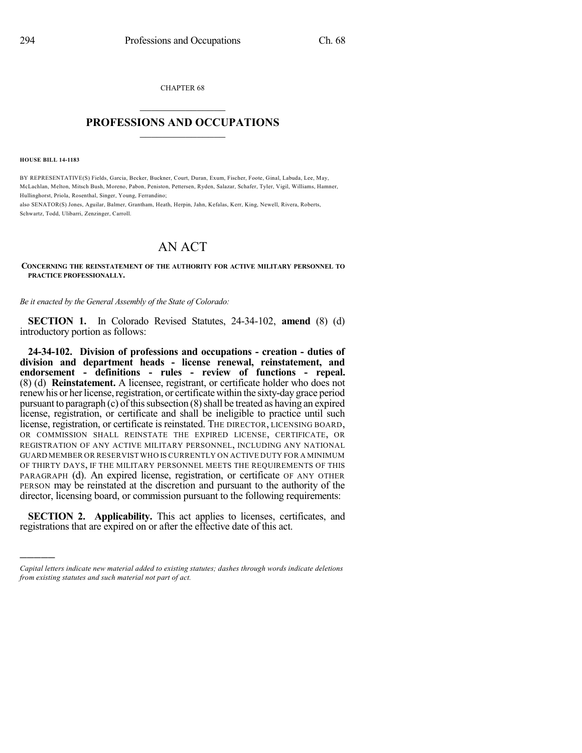CHAPTER 68

# PROFESSIONS AND OCCUPATIONS

**HOUSE BILL 14-1183**

BY REPRESENTATIVE(S) Fields, Garcia, Becker, Buckner, Court, Duran, Exum, Fischer, Foote, Ginal, Labuda, Lee, May, McLachlan, Melton, Mitsch Bush, Moreno, Pabon, Peniston, Pettersen, Ryden, Salazar, Schafer, Tyler, Vigil, Williams, Hamner, Hullinghorst, Priola, Rosenthal, Singer, Young, Ferrandino;
also SENATOR(S) Jones, Aguilar, Balmer, Grantham, Heath, Herpin, Jahn, Kefalas, Kerr, King, Newell, Rivera, Roberts, Schwartz, Todd, Ulibarri, Zenzinger, Carroll.

# AN ACT

**CONCERNING THE REINSTATEMENT OF THE AUTHORITY FOR ACTIVE MILITARY PERSONNEL TO PRACTICE PROFESSIONALLY.**

*Be it enacted by the General Assembly of the State of Colorado:*

**SECTION 1.** In Colorado Revised Statutes, 24-34-102, **amend** (8) (d) introductory portion as follows:

**24-34-102. Division of professions and occupations - creation - duties of division and department heads - license renewal, reinstatement, and endorsement - definitions - rules - review of functions - repeal.** (8) (d) **Reinstatement.** A licensee, registrant, or certificate holder who does not renew his or her license, registration, or certificate within the sixty-day grace period pursuant to paragraph (c) of this subsection (8) shall be treated as having an expired license, registration, or certificate and shall be ineligible to practice until such license, registration, or certificate is reinstated. THE DIRECTOR, LICENSING BOARD, OR COMMISSION SHALL REINSTATE THE EXPIRED LICENSE, CERTIFICATE, OR REGISTRATION OF ANY ACTIVE MILITARY PERSONNEL, INCLUDING ANY NATIONAL GUARD MEMBER OR RESERVIST WHO IS CURRENTLY ON ACTIVE DUTY FOR A MINIMUM OF THIRTY DAYS, IF THE MILITARY PERSONNEL MEETS THE REQUIREMENTS OF THIS PARAGRAPH (d). An expired license, registration, or certificate OF ANY OTHER PERSON may be reinstated at the discretion and pursuant to the authority of the director, licensing board, or commission pursuant to the following requirements:

**SECTION 2. Applicability.** This act applies to licenses, certificates, and registrations that are expired on or after the effective date of this act.

---

*Capital letters indicate new material added to existing statutes; dashes through words indicate deletions from existing statutes and such material not part of act.*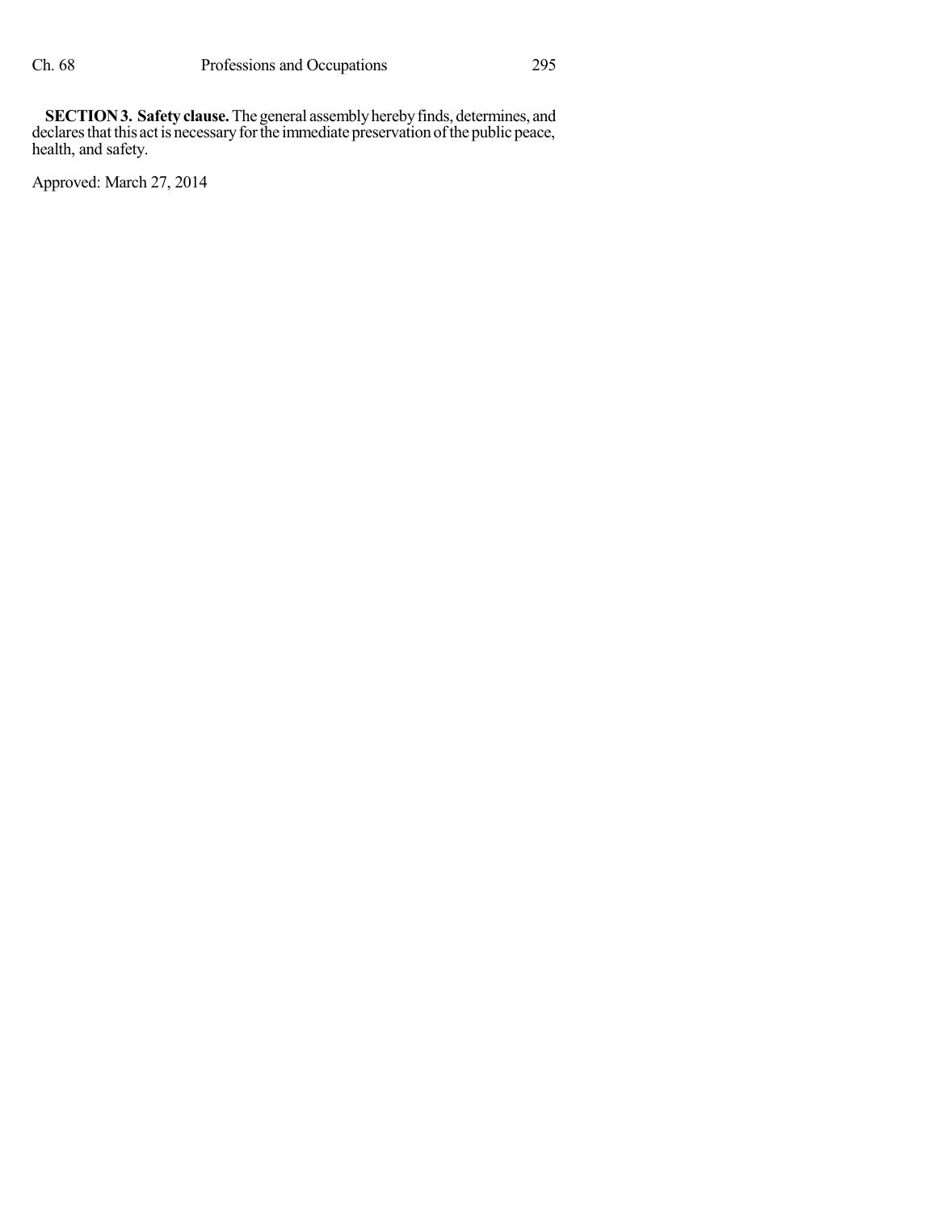**SECTION 3. Safety clause.** The general assembly hereby finds, determines, and declares that this act is necessary for the immediate preservation of the public peace, health, and safety.

Approved: March 27, 2014